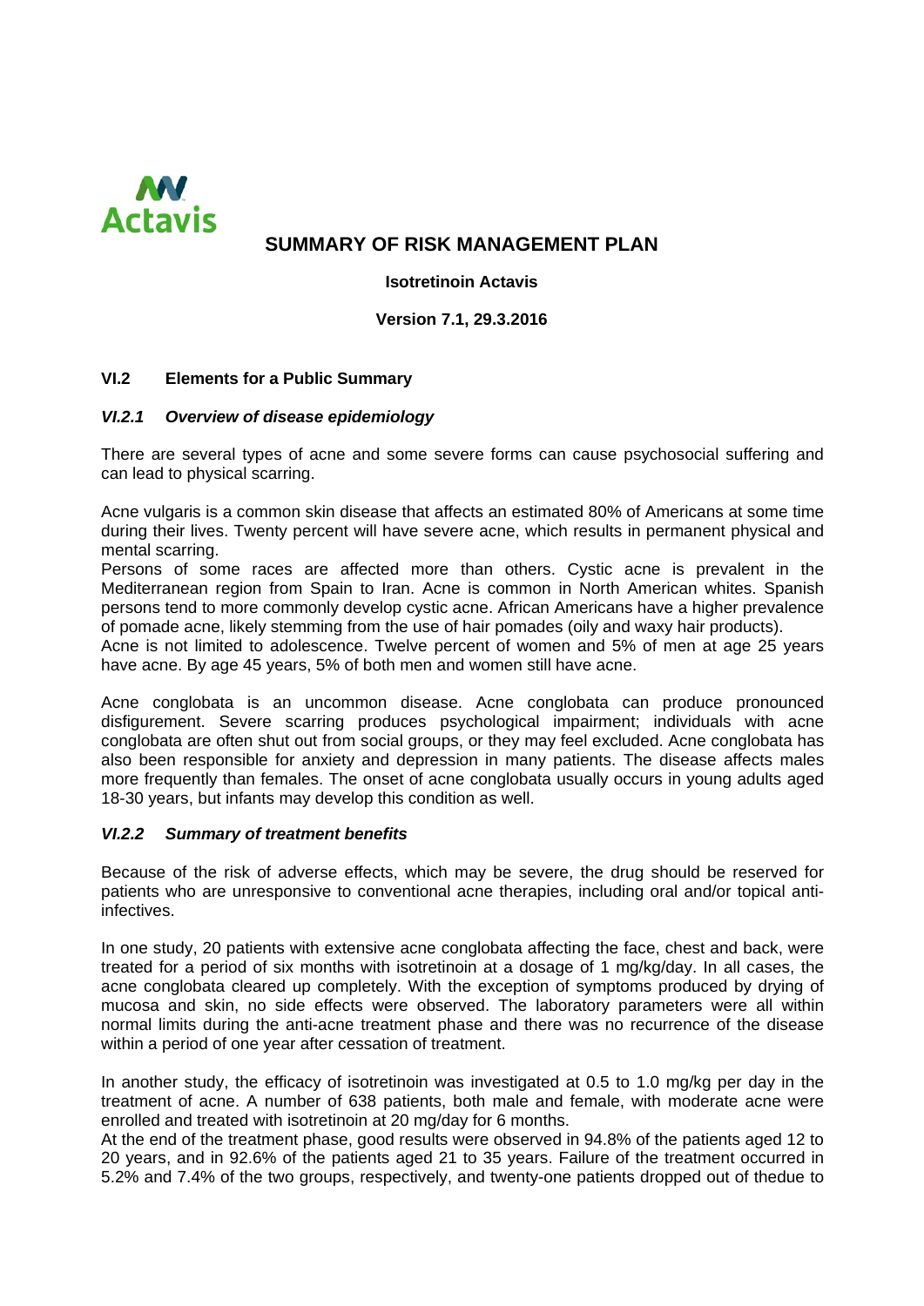Actavis

# SUMMARY OF RISK MANAGEMENT PLAN

**Isotretinoin Actavis**

**Version 7.1, 29.3.2016**

## VI.2 Elements for a Public Summary

### *VI.2.1 Overview of disease epidemiology*

There are several types of acne and some severe forms can cause psychosocial suffering and can lead to physical scarring.

Acne vulgaris is a common skin disease that affects an estimated 80% of Americans at some time during their lives. Twenty percent will have severe acne, which results in permanent physical and mental scarring.
Persons of some races are affected more than others. Cystic acne is prevalent in the Mediterranean region from Spain to Iran. Acne is common in North American whites. Spanish persons tend to more commonly develop cystic acne. African Americans have a higher prevalence of pomade acne, likely stemming from the use of hair pomades (oily and waxy hair products).
Acne is not limited to adolescence. Twelve percent of women and 5% of men at age 25 years have acne. By age 45 years, 5% of both men and women still have acne.

Acne conglobata is an uncommon disease. Acne conglobata can produce pronounced disfigurement. Severe scarring produces psychological impairment; individuals with acne conglobata are often shut out from social groups, or they may feel excluded. Acne conglobata has also been responsible for anxiety and depression in many patients. The disease affects males more frequently than females. The onset of acne conglobata usually occurs in young adults aged 18-30 years, but infants may develop this condition as well.

### *VI.2.2 Summary of treatment benefits*

Because of the risk of adverse effects, which may be severe, the drug should be reserved for patients who are unresponsive to conventional acne therapies, including oral and/or topical anti-infectives.

In one study, 20 patients with extensive acne conglobata affecting the face, chest and back, were treated for a period of six months with isotretinoin at a dosage of 1 mg/kg/day. In all cases, the acne conglobata cleared up completely. With the exception of symptoms produced by drying of mucosa and skin, no side effects were observed. The laboratory parameters were all within normal limits during the anti-acne treatment phase and there was no recurrence of the disease within a period of one year after cessation of treatment.

In another study, the efficacy of isotretinoin was investigated at 0.5 to 1.0 mg/kg per day in the treatment of acne. A number of 638 patients, both male and female, with moderate acne were enrolled and treated with isotretinoin at 20 mg/day for 6 months.
At the end of the treatment phase, good results were observed in 94.8% of the patients aged 12 to 20 years, and in 92.6% of the patients aged 21 to 35 years. Failure of the treatment occurred in 5.2% and 7.4% of the two groups, respectively, and twenty-one patients dropped out of thedue to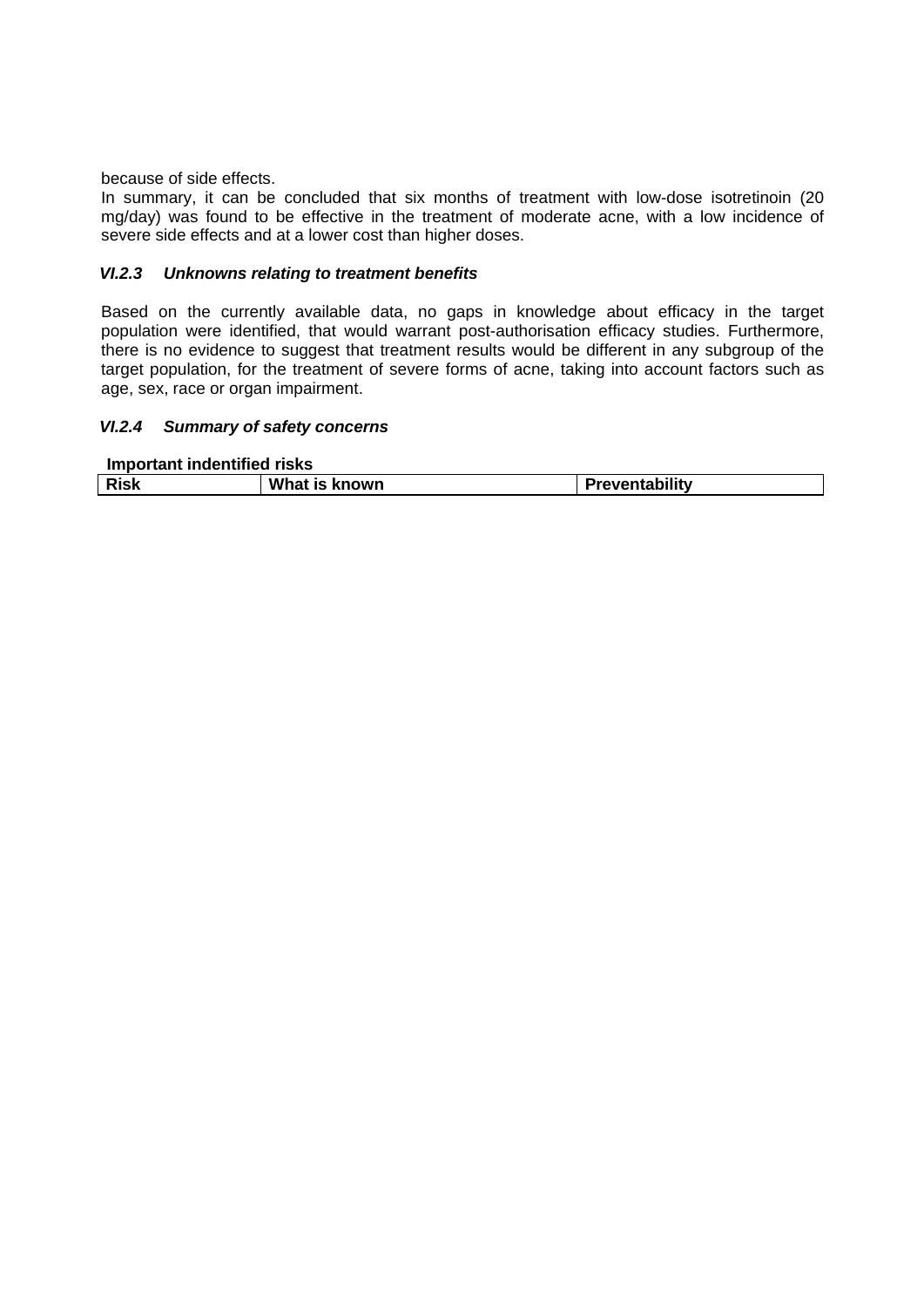because of side effects.

In summary, it can be concluded that six months of treatment with low-dose isotretinoin (20 mg/day) was found to be effective in the treatment of moderate acne, with a low incidence of severe side effects and at a lower cost than higher doses.

### *VI.2.3 Unknowns relating to treatment benefits*

Based on the currently available data, no gaps in knowledge about efficacy in the target population were identified, that would warrant post-authorisation efficacy studies. Furthermore, there is no evidence to suggest that treatment results would be different in any subgroup of the target population, for the treatment of severe forms of acne, taking into account factors such as age, sex, race or organ impairment.

### *VI.2.4 Summary of safety concerns*

**Important indentified risks**

| Risk | What is known | Preventability |
|---|---|---|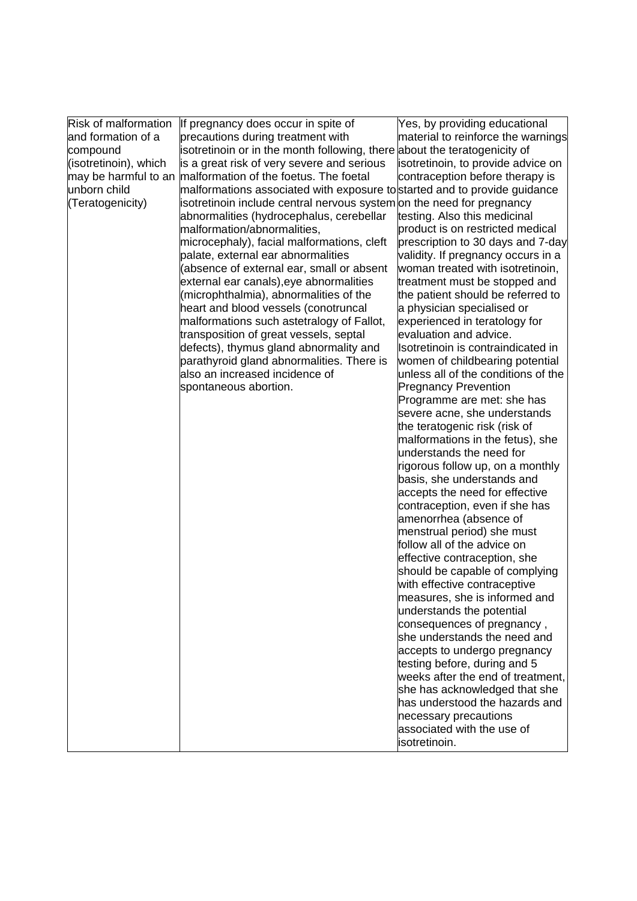| Risk of malformation and formation of a compound (isotretinoin), which may be harmful to an unborn child (Teratogenicity) | If pregnancy does occur in spite of precautions during treatment with isotretinoin or in the month following, there is a great risk of very severe and serious malformation of the foetus. The foetal malformations associated with exposure to isotretinoin include central nervous system abnormalities (hydrocephalus, cerebellar malformation/abnormalities, microcephaly), facial malformations, cleft palate, external ear abnormalities (absence of external ear, small or absent external ear canals),eye abnormalities (microphthalmia), abnormalities of the heart and blood vessels (conotruncal malformations such astetralogy of Fallot, transposition of great vessels, septal defects), thymus gland abnormality and parathyroid gland abnormalities. There is also an increased incidence of spontaneous abortion. | Yes, by providing educational material to reinforce the warnings about the teratogenicity of isotretinoin, to provide advice on contraception before therapy is started and to provide guidance on the need for pregnancy testing. Also this medicinal product is on restricted medical prescription to 30 days and 7-day validity. If pregnancy occurs in a woman treated with isotretinoin, treatment must be stopped and the patient should be referred to a physician specialised or experienced in teratology for evaluation and advice. Isotretinoin is contraindicated in women of childbearing potential unless all of the conditions of the Pregnancy Prevention Programme are met: she has severe acne, she understands the teratogenic risk (risk of malformations in the fetus), she understands the need for rigorous follow up, on a monthly basis, she understands and accepts the need for effective contraception, even if she has amenorrhea (absence of menstrual period) she must follow all of the advice on effective contraception, she should be capable of complying with effective contraceptive measures, she is informed and understands the potential consequences of pregnancy , she understands the need and accepts to undergo pregnancy testing before, during and 5 weeks after the end of treatment, she has acknowledged that she has understood the hazards and necessary precautions associated with the use of isotretinoin. |
|---|---|---|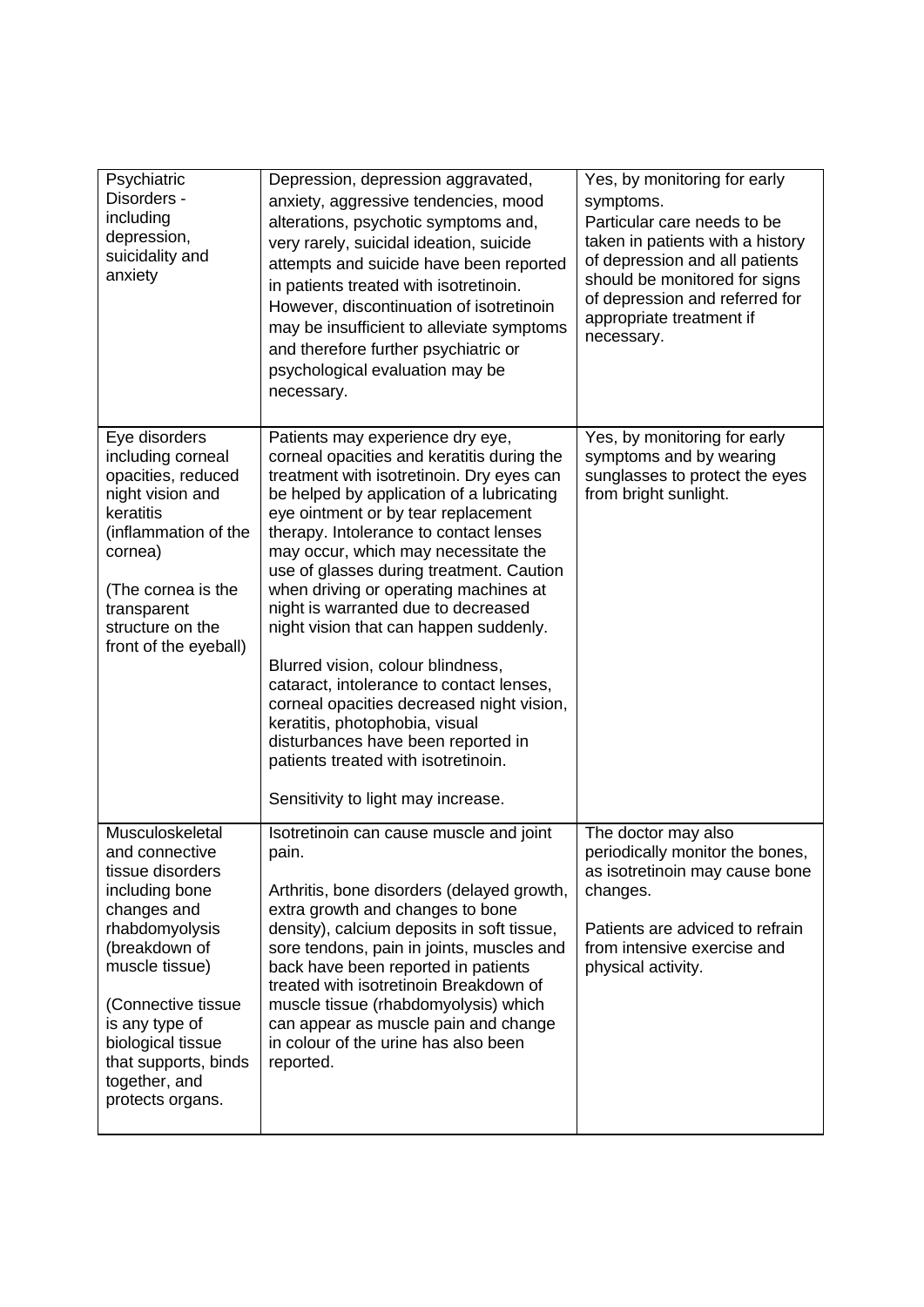| | | |
|---|---|---|
| Psychiatric Disorders - including depression, suicidality and anxiety | Depression, depression aggravated, anxiety, aggressive tendencies, mood alterations, psychotic symptoms and, very rarely, suicidal ideation, suicide attempts and suicide have been reported in patients treated with isotretinoin. However, discontinuation of isotretinoin may be insufficient to alleviate symptoms and therefore further psychiatric or psychological evaluation may be necessary. | Yes, by monitoring for early symptoms.<br>Particular care needs to be taken in patients with a history of depression and all patients should be monitored for signs of depression and referred for appropriate treatment if necessary. |
| Eye disorders including corneal opacities, reduced night vision and keratitis (inflammation of the cornea)<br><br>(The cornea is the transparent structure on the front of the eyeball) | Patients may experience dry eye, corneal opacities and keratitis during the treatment with isotretinoin. Dry eyes can be helped by application of a lubricating eye ointment or by tear replacement therapy. Intolerance to contact lenses may occur, which may necessitate the use of glasses during treatment. Caution when driving or operating machines at night is warranted due to decreased night vision that can happen suddenly.<br><br>Blurred vision, colour blindness, cataract, intolerance to contact lenses, corneal opacities decreased night vision, keratitis, photophobia, visual disturbances have been reported in patients treated with isotretinoin.<br><br>Sensitivity to light may increase. | Yes, by monitoring for early symptoms and by wearing sunglasses to protect the eyes from bright sunlight. |
| Musculoskeletal and connective tissue disorders including bone changes and rhabdomyolysis (breakdown of muscle tissue)<br><br>(Connective tissue is any type of biological tissue that supports, binds together, and protects organs. | Isotretinoin can cause muscle and joint pain.<br><br>Arthritis, bone disorders (delayed growth, extra growth and changes to bone density), calcium deposits in soft tissue, sore tendons, pain in joints, muscles and back have been reported in patients treated with isotretinoin Breakdown of muscle tissue (rhabdomyolysis) which can appear as muscle pain and change in colour of the urine has also been reported. | The doctor may also periodically monitor the bones, as isotretinoin may cause bone changes.<br><br>Patients are advised to refrain from intensive exercise and physical activity. |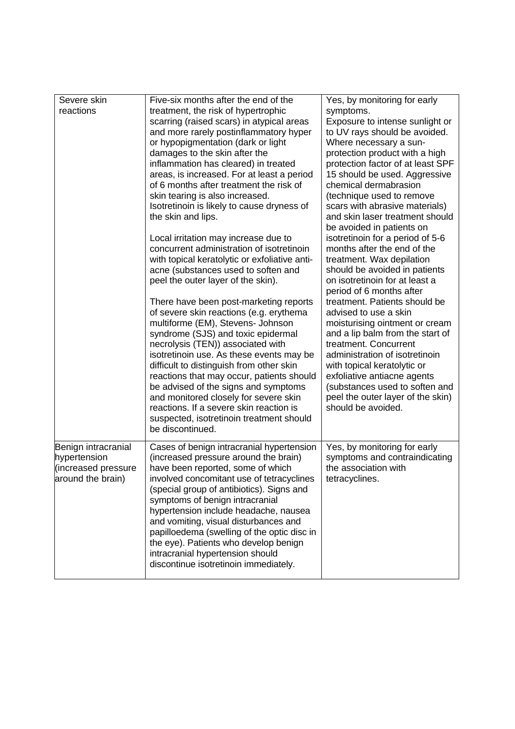| Severe skin reactions | Five-six months after the end of the treatment, the risk of hypertrophic scarring (raised scars) in atypical areas and more rarely postinflammatory hyper or hypopigmentation (dark or light damages to the skin after the inflammation has cleared) in treated areas, is increased. For at least a period of 6 months after treatment the risk of skin tearing is also increased. Isotretinoin is likely to cause dryness of the skin and lips.<br><br>Local irritation may increase due to concurrent administration of isotretinoin with topical keratolytic or exfoliative anti-acne (substances used to soften and peel the outer layer of the skin).<br><br>There have been post-marketing reports of severe skin reactions (e.g. erythema multiforme (EM), Stevens- Johnson syndrome (SJS) and toxic epidermal necrolysis (TEN)) associated with isotretinoin use. As these events may be difficult to distinguish from other skin reactions that may occur, patients should be advised of the signs and symptoms and monitored closely for severe skin reactions. If a severe skin reaction is suspected, isotretinoin treatment should be discontinued. | Yes, by monitoring for early symptoms.<br>Exposure to intense sunlight or to UV rays should be avoided. Where necessary a sun-protection product with a high protection factor of at least SPF 15 should be used. Aggressive chemical dermabrasion (technique used to remove scars with abrasive materials) and skin laser treatment should be avoided in patients on isotretinoin for a period of 5-6 months after the end of the treatment. Wax depilation should be avoided in patients on isotretinoin for at least a period of 6 months after treatment. Patients should be advised to use a skin moisturising ointment or cream and a lip balm from the start of treatment. Concurrent administration of isotretinoin with topical keratolytic or exfoliative antiacne agents (substances used to soften and peel the outer layer of the skin) should be avoided. |
|---|---|---|
| Benign intracranial hypertension (increased pressure around the brain) | Cases of benign intracranial hypertension (increased pressure around the brain) have been reported, some of which involved concomitant use of tetracyclines (special group of antibiotics). Signs and symptoms of benign intracranial hypertension include headache, nausea and vomiting, visual disturbances and papilloedema (swelling of the optic disc in the eye). Patients who develop benign intracranial hypertension should discontinue isotretinoin immediately. | Yes, by monitoring for early symptoms and contraindicating the association with tetracyclines. |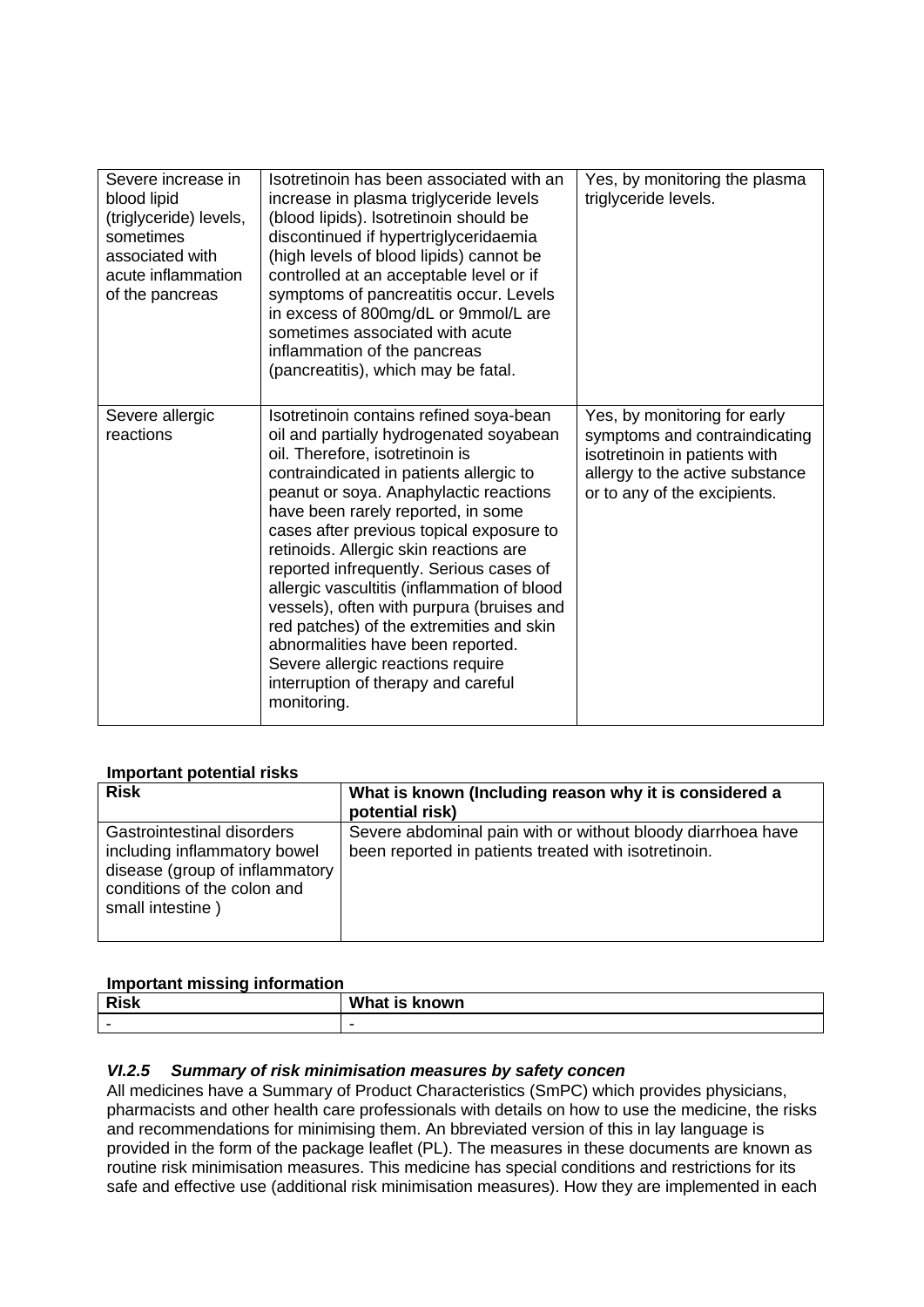| | | |
|---|---|---|
| Severe increase in blood lipid (triglyceride) levels, sometimes associated with acute inflammation of the pancreas | Isotretinoin has been associated with an increase in plasma triglyceride levels (blood lipids). Isotretinoin should be discontinued if hypertriglyceridaemia (high levels of blood lipids) cannot be controlled at an acceptable level or if symptoms of pancreatitis occur. Levels in excess of 800mg/dL or 9mmol/L are sometimes associated with acute inflammation of the pancreas (pancreatitis), which may be fatal. | Yes, by monitoring the plasma triglyceride levels. |
| Severe allergic reactions | Isotretinoin contains refined soya-bean oil and partially hydrogenated soyabean oil. Therefore, isotretinoin is contraindicated in patients allergic to peanut or soya. Anaphylactic reactions have been rarely reported, in some cases after previous topical exposure to retinoids. Allergic skin reactions are reported infrequently. Serious cases of allergic vascultitis (inflammation of blood vessels), often with purpura (bruises and red patches) of the extremities and skin abnormalities have been reported. Severe allergic reactions require interruption of therapy and careful monitoring. | Yes, by monitoring for early symptoms and contraindicating isotretinoin in patients with allergy to the active substance or to any of the excipients. |

**Important potential risks**

| Risk | What is known (Including reason why it is considered a potential risk) |
|---|---|
| Gastrointestinal disorders including inflammatory bowel disease (group of inflammatory conditions of the colon and small intestine ) | Severe abdominal pain with or without bloody diarrhoea have been reported in patients treated with isotretinoin. |

**Important missing information**

| Risk | What is known |
|---|---|
| - | - |

### *VI.2.5 Summary of risk minimisation measures by safety concen*

All medicines have a Summary of Product Characteristics (SmPC) which provides physicians, pharmacists and other health care professionals with details on how to use the medicine, the risks and recommendations for minimising them. An bbreviated version of this in lay language is provided in the form of the package leaflet (PL). The measures in these documents are known as routine risk minimisation measures. This medicine has special conditions and restrictions for its safe and effective use (additional risk minimisation measures). How they are implemented in each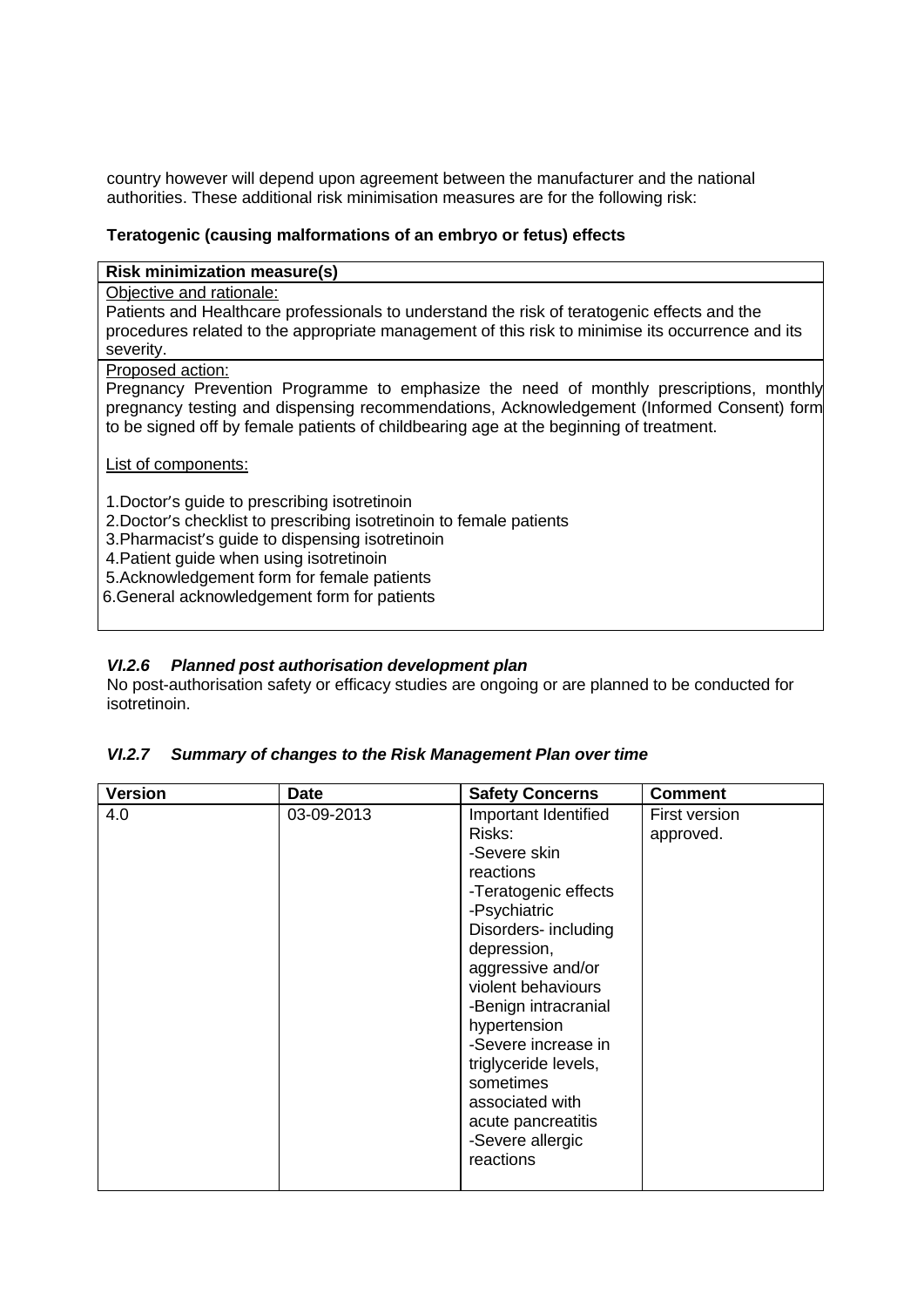country however will depend upon agreement between the manufacturer and the national authorities. These additional risk minimisation measures are for the following risk:

**Teratogenic (causing malformations of an embryo or fetus) effects**

| **Risk minimization measure(s)** |
|---|
| Objective and rationale:<br>Patients and Healthcare professionals to understand the risk of teratogenic effects and the procedures related to the appropriate management of this risk to minimise its occurrence and its severity. |
| Proposed action:<br>Pregnancy Prevention Programme to emphasize the need of monthly prescriptions, monthly pregnancy testing and dispensing recommendations, Acknowledgement (Informed Consent) form to be signed off by female patients of childbearing age at the beginning of treatment.<br><br>List of components:<br><br>1.Doctor's guide to prescribing isotretinoin<br>2.Doctor's checklist to prescribing isotretinoin to female patients<br>3.Pharmacist's guide to dispensing isotretinoin<br>4.Patient guide when using isotretinoin<br>5.Acknowledgement form for female patients<br>6.General acknowledgement form for patients |

### *VI.2.6 Planned post authorisation development plan*

No post-authorisation safety or efficacy studies are ongoing or are planned to be conducted for isotretinoin.

### *VI.2.7 Summary of changes to the Risk Management Plan over time*

| **Version** | **Date** | **Safety Concerns** | **Comment** |
|---|---|---|---|
| 4.0 | 03-09-2013 | Important Identified Risks:<br>-Severe skin reactions<br>-Teratogenic effects<br>-Psychiatric Disorders- including depression, aggressive and/or violent behaviours<br>-Benign intracranial hypertension<br>-Severe increase in triglyceride levels, sometimes associated with acute pancreatitis<br>-Severe allergic reactions | First version approved. |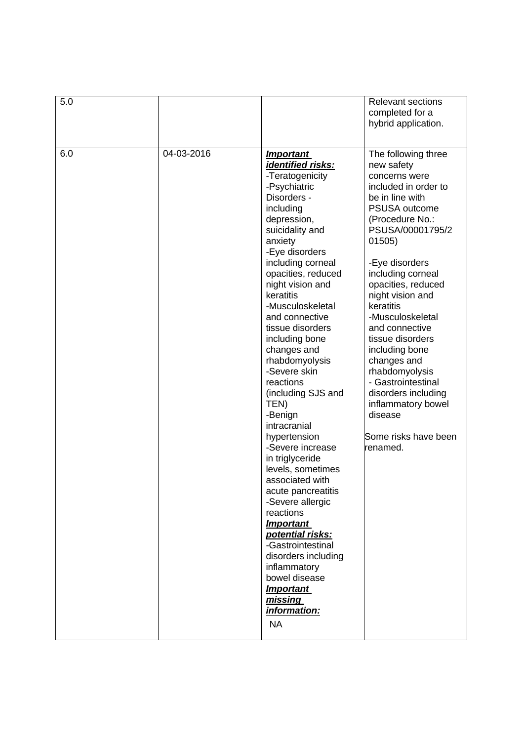| | | | |
|---|---|---|---|
| 5.0 | | | Relevant sections completed for a hybrid application. |
| 6.0 | 04-03-2016 | ***Important identified risks:***<br>-Teratogenicity<br>-Psychiatric Disorders - including depression, suicidality and anxiety<br>-Eye disorders including corneal opacities, reduced night vision and keratitis<br>-Musculoskeletal and connective tissue disorders including bone changes and rhabdomyolysis<br>-Severe skin reactions (including SJS and TEN)<br>-Benign intracranial hypertension<br>-Severe increase in triglyceride levels, sometimes associated with acute pancreatitis<br>-Severe allergic reactions<br>***Important potential risks:***<br>-Gastrointestinal disorders including inflammatory bowel disease<br>***Important missing information:***<br>NA | The following three new safety concerns were included in order to be in line with PSUSA outcome (Procedure No.: PSUSA/00001795/201505)<br><br>-Eye disorders including corneal opacities, reduced night vision and keratitis<br>-Musculoskeletal and connective tissue disorders including bone changes and rhabdomyolysis<br>- Gastrointestinal disorders including inflammatory bowel disease<br><br>Some risks have been renamed. |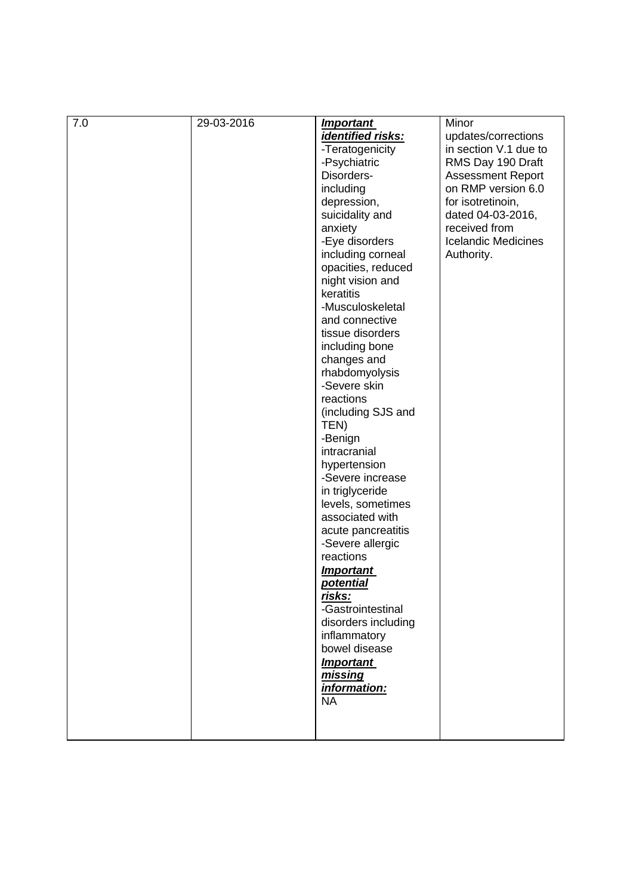| | | | |
|---|---|---|---|
| 7.0 | 29-03-2016 | ***Important identified risks:***<br>-Teratogenicity<br>-Psychiatric Disorders- including depression, suicidality and anxiety<br>-Eye disorders including corneal opacities, reduced night vision and keratitis<br>-Musculoskeletal and connective tissue disorders including bone changes and rhabdomyolysis<br>-Severe skin reactions (including SJS and TEN)<br>-Benign intracranial hypertension<br>-Severe increase in triglyceride levels, sometimes associated with acute pancreatitis<br>-Severe allergic reactions<br>***Important potential risks:***<br>-Gastrointestinal disorders including inflammatory bowel disease<br>***Important missing information:***<br>NA | Minor updates/corrections in section V.1 due to RMS Day 190 Draft Assessment Report on RMP version 6.0 for isotretinoin, dated 04-03-2016, received from Icelandic Medicines Authority. |